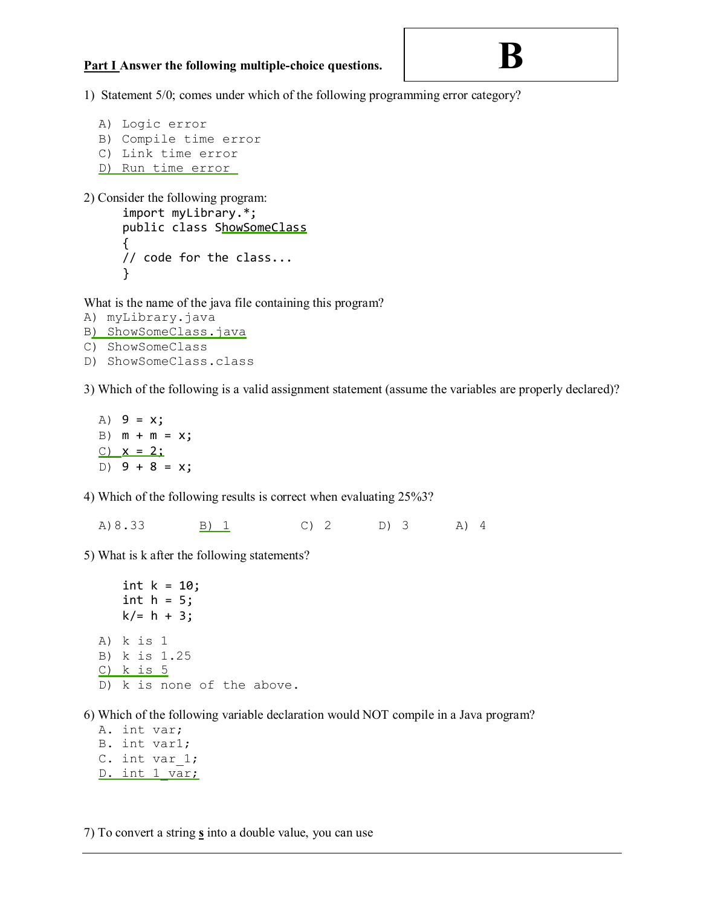**B**

**Part I Answer the following multiple-choice questions.**

1) Statement 5/0; comes under which of the following programming error category?

A) Logic error
B) Compile time error
C) Link time error
D) Run time error

2) Consider the following program:

```
import myLibrary.*;
public class ShowSomeClass
{
// code for the class...
}
```

What is the name of the java file containing this program?

A) myLibrary.java
B) ShowSomeClass.java
C) ShowSomeClass
D) ShowSomeClass.class

3) Which of the following is a valid assignment statement (assume the variables are properly declared)?

A) 9 = x;
B) m + m = x;
C) x = 2;
D) 9 + 8 = x;

4) Which of the following results is correct when evaluating 25%3?

A) 8.33 B) 1 C) 2 D) 3 A) 4

5) What is k after the following statements?

```
int k = 10;
int h = 5;
k/= h + 3;
```

A) k is 1
B) k is 1.25
C) k is 5
D) k is none of the above.

6) Which of the following variable declaration would NOT compile in a Java program?

A. int var;
B. int var1;
C. int var_1;
D. int 1_var;

7) To convert a string **s** into a double value, you can use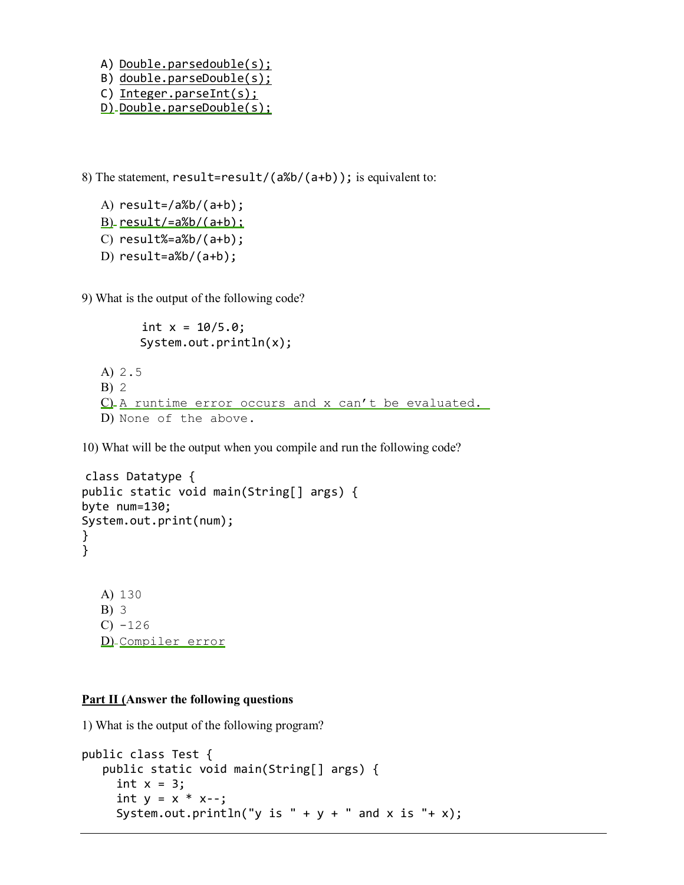A) Double.parsedouble(s);
B) double.parseDouble(s);
C) Integer.parseInt(s);
D) Double.parseDouble(s);

8) The statement, `result=result/(a%b/(a+b));` is equivalent to:

A) `result=/a%b/(a+b);`
B) `result/=a%b/(a+b);`
C) `result%=a%b/(a+b);`
D) `result=a%b/(a+b);`

9) What is the output of the following code?

```
int x = 10/5.0;
System.out.println(x);
```

A) 2.5
B) 2
C) A runtime error occurs and x can't be evaluated.
D) None of the above.

10) What will be the output when you compile and run the following code?

```
class Datatype {
public static void main(String[] args) {
byte num=130;
System.out.print(num);
}
}
```

A) 130
B) 3
C) -126
D) Compiler error

**Part II (Answer the following questions**

1) What is the output of the following program?

```
public class Test {
   public static void main(String[] args) {
     int x = 3;
     int y = x * x--;
     System.out.println("y is " + y + " and x is "+ x);
```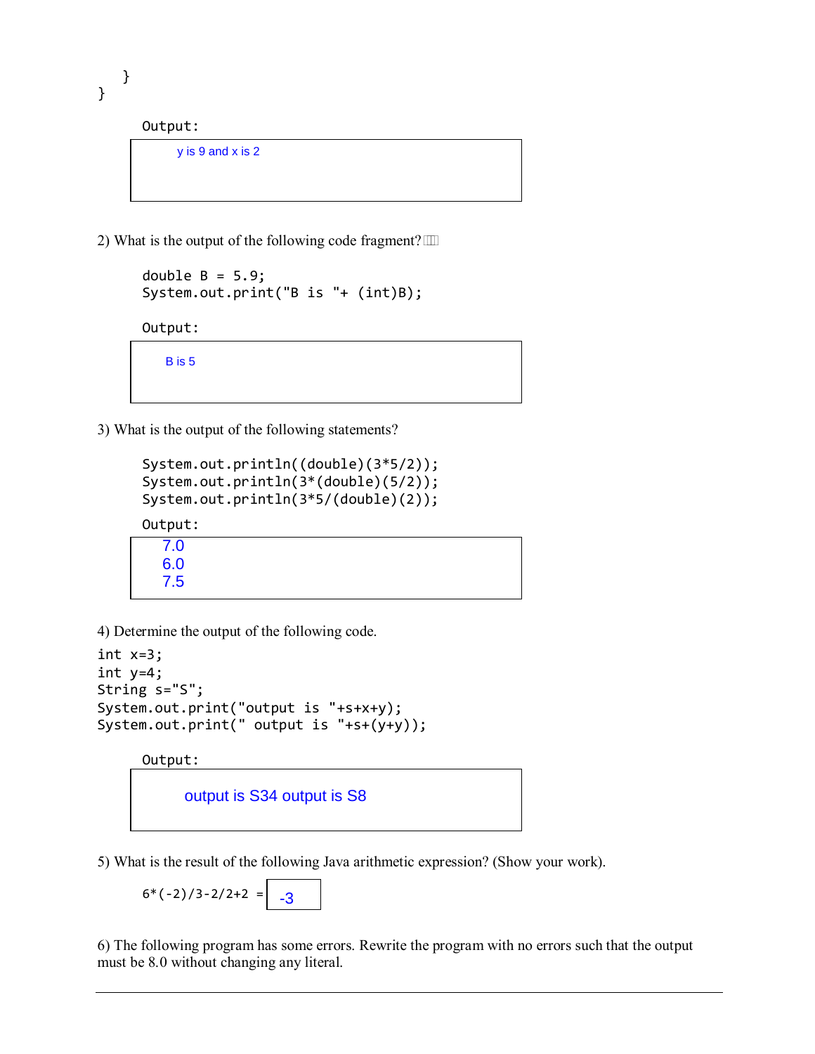```
    }
}
```

Output:

```
y is 9 and x is 2
```

2) What is the output of the following code fragment?

```
double B = 5.9;
System.out.print("B is "+ (int)B);
```

Output:

```
B is 5
```

3) What is the output of the following statements?

```
System.out.println((double)(3*5/2));
System.out.println(3*(double)(5/2));
System.out.println(3*5/(double)(2));
```

Output:

```
7.0
6.0
7.5
```

4) Determine the output of the following code.

```
int x=3;
int y=4;
String s="S";
System.out.print("output is "+s+x+y);
System.out.print(" output is "+s+(y+y));
```

Output:

```
output is S34 output is S8
```

5) What is the result of the following Java arithmetic expression? (Show your work).

`6*(-2)/3-2/2+2` = -3

6) The following program has some errors. Rewrite the program with no errors such that the output must be 8.0 without changing any literal.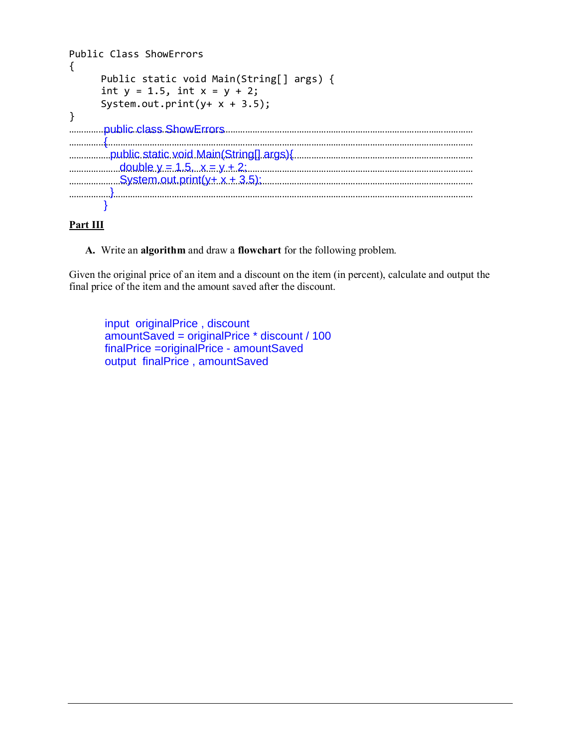```
Public Class ShowErrors
{
      Public static void Main(String[] args) {
      int y = 1.5, int x = y + 2;
      System.out.print(y+ x + 3.5);
}
```

```
public class ShowErrors
{
  public static void Main(String[] args){
     double y = 1.5,  x = y + 2;
     System.out.print(y+ x + 3.5);
  }
}
```

**Part III**

A. Write an **algorithm** and draw a **flowchart** for the following problem.

Given the original price of an item and a discount on the item (in percent), calculate and output the final price of the item and the amount saved after the discount.

input originalPrice , discount
amountSaved = originalPrice * discount / 100
finalPrice =originalPrice - amountSaved
output finalPrice , amountSaved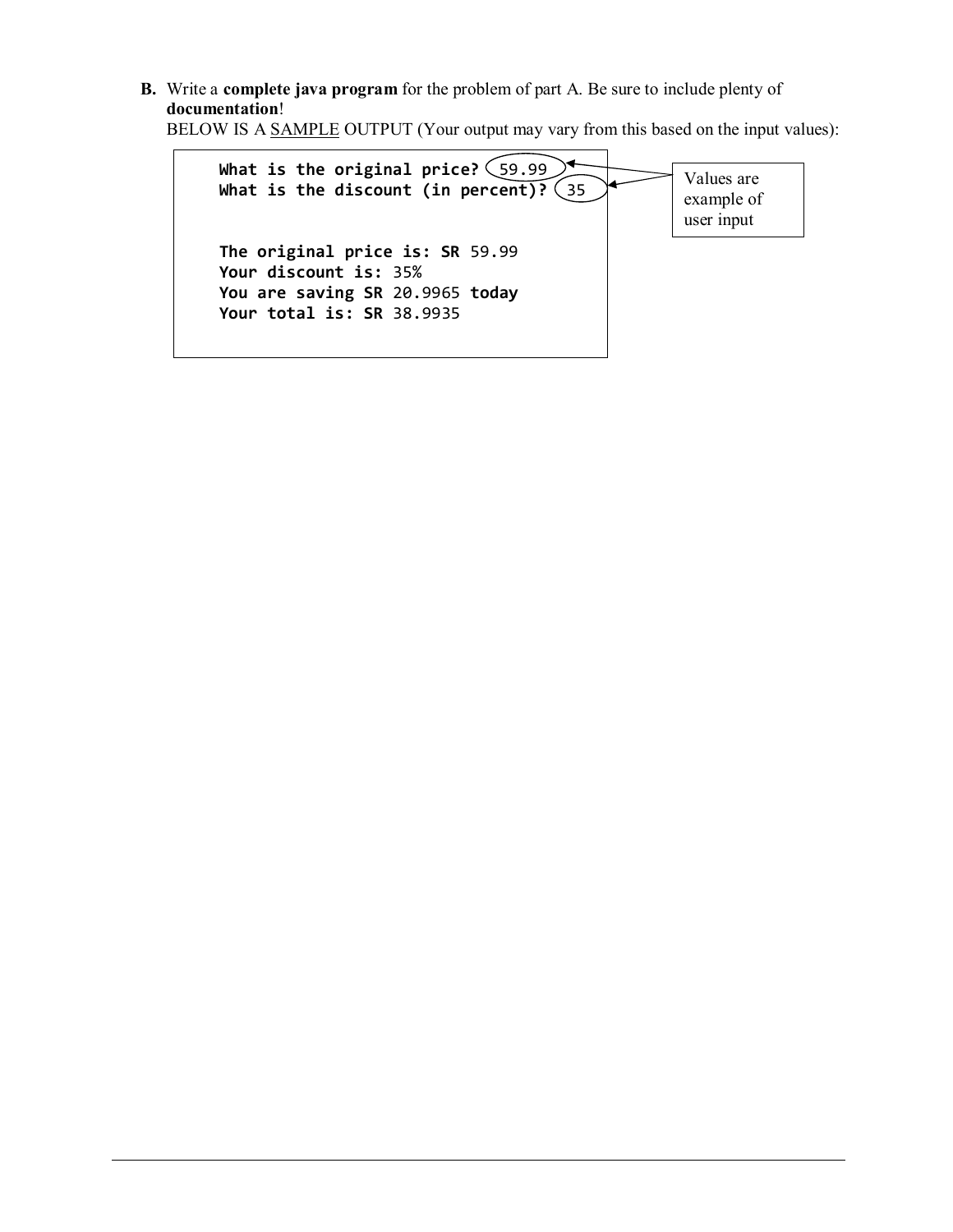**B.** Write a **complete java program** for the problem of part A. Be sure to include plenty of **documentation**!
BELOW IS A SAMPLE OUTPUT (Your output may vary from this based on the input values):

```
What is the original price? 59.99
What is the discount (in percent)? 35


The original price is: SR 59.99
Your discount is: 35%
You are saving SR 20.9965 today
Your total is: SR 38.9935
```

Values are example of user input